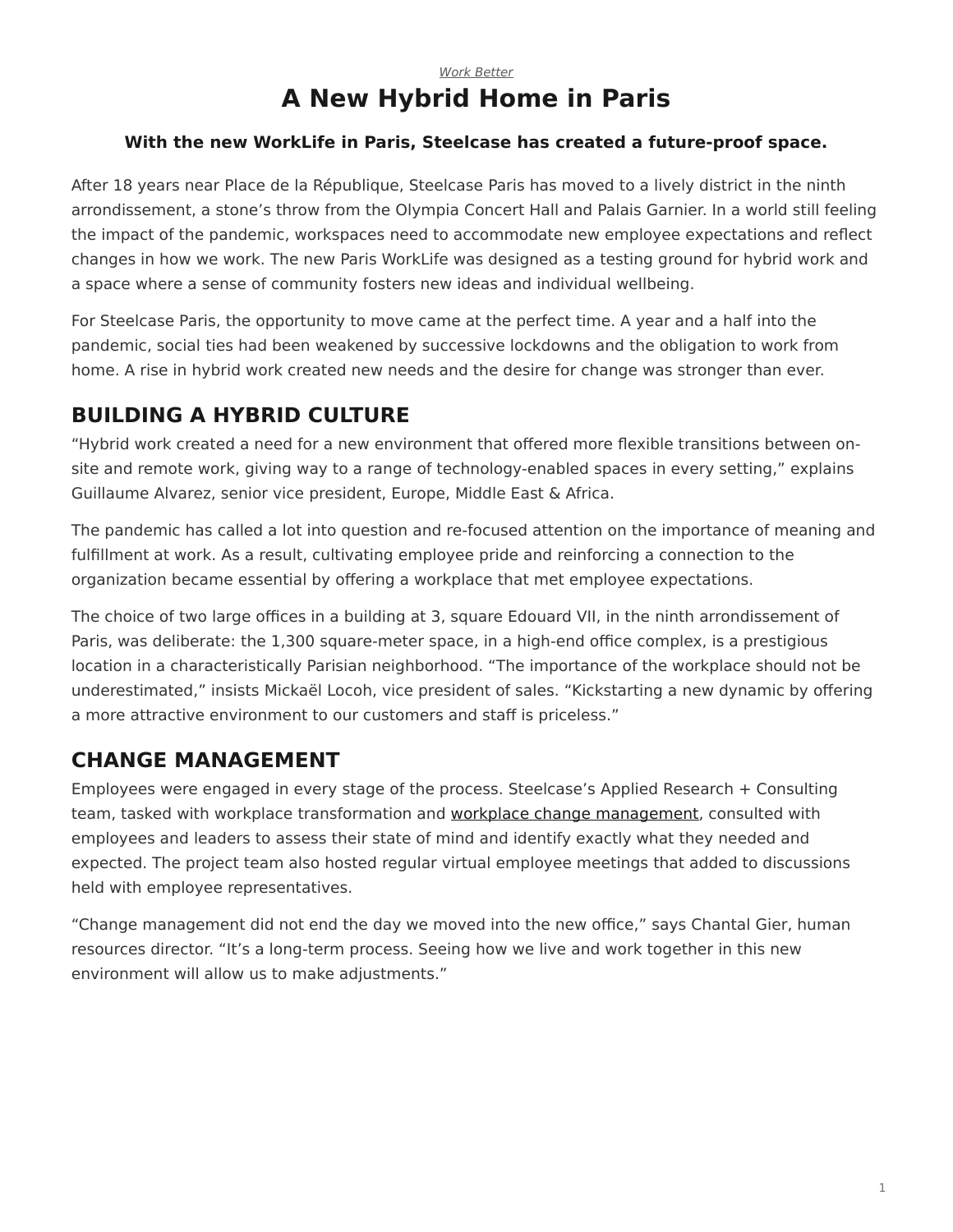*Work Better*

# A New Hybrid Home in Paris

**With the new WorkLife in Paris, Steelcase has created a future-proof space.**

After 18 years near Place de la République, Steelcase Paris has moved to a lively district in the ninth arrondissement, a stone's throw from the Olympia Concert Hall and Palais Garnier. In a world still feeling the impact of the pandemic, workspaces need to accommodate new employee expectations and reflect changes in how we work. The new Paris WorkLife was designed as a testing ground for hybrid work and a space where a sense of community fosters new ideas and individual wellbeing.

For Steelcase Paris, the opportunity to move came at the perfect time. A year and a half into the pandemic, social ties had been weakened by successive lockdowns and the obligation to work from home. A rise in hybrid work created new needs and the desire for change was stronger than ever.

## BUILDING A HYBRID CULTURE

"Hybrid work created a need for a new environment that offered more flexible transitions between on-site and remote work, giving way to a range of technology-enabled spaces in every setting," explains Guillaume Alvarez, senior vice president, Europe, Middle East & Africa.

The pandemic has called a lot into question and re-focused attention on the importance of meaning and fulfillment at work. As a result, cultivating employee pride and reinforcing a connection to the organization became essential by offering a workplace that met employee expectations.

The choice of two large offices in a building at 3, square Edouard VII, in the ninth arrondissement of Paris, was deliberate: the 1,300 square-meter space, in a high-end office complex, is a prestigious location in a characteristically Parisian neighborhood. "The importance of the workplace should not be underestimated," insists Mickaël Locoh, vice president of sales. "Kickstarting a new dynamic by offering a more attractive environment to our customers and staff is priceless."

## CHANGE MANAGEMENT

Employees were engaged in every stage of the process. Steelcase's Applied Research + Consulting team, tasked with workplace transformation and workplace change management, consulted with employees and leaders to assess their state of mind and identify exactly what they needed and expected. The project team also hosted regular virtual employee meetings that added to discussions held with employee representatives.

"Change management did not end the day we moved into the new office," says Chantal Gier, human resources director. "It's a long-term process. Seeing how we live and work together in this new environment will allow us to make adjustments."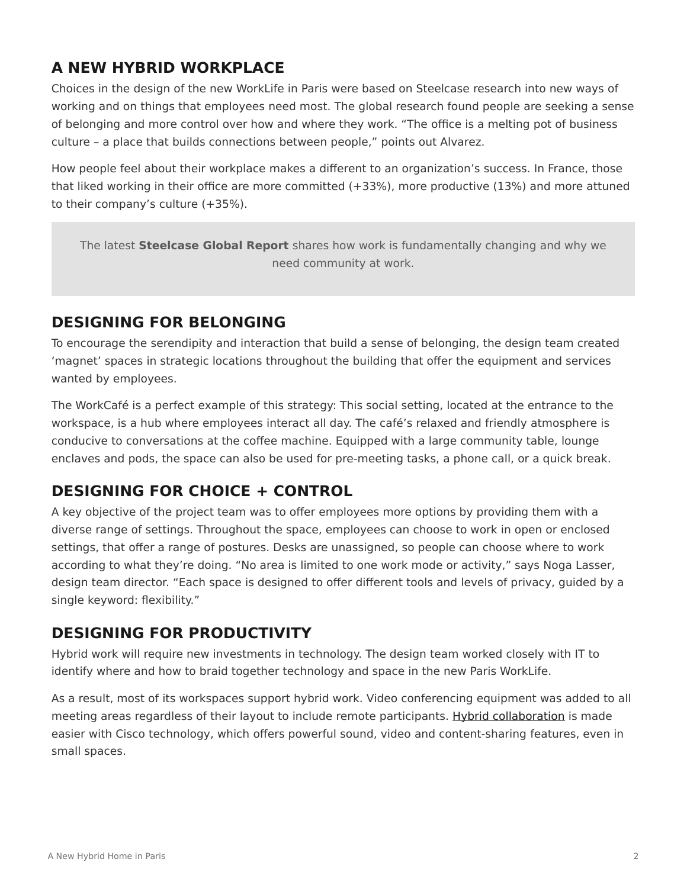## A NEW HYBRID WORKPLACE

Choices in the design of the new WorkLife in Paris were based on Steelcase research into new ways of working and on things that employees need most. The global research found people are seeking a sense of belonging and more control over how and where they work. “The office is a melting pot of business culture – a place that builds connections between people,” points out Alvarez.

How people feel about their workplace makes a different to an organization’s success. In France, those that liked working in their office are more committed (+33%), more productive (13%) and more attuned to their company’s culture (+35%).

> The latest **Steelcase Global Report** shares how work is fundamentally changing and why we need community at work.

## DESIGNING FOR BELONGING

To encourage the serendipity and interaction that build a sense of belonging, the design team created ‘magnet’ spaces in strategic locations throughout the building that offer the equipment and services wanted by employees.

The WorkCafé is a perfect example of this strategy: This social setting, located at the entrance to the workspace, is a hub where employees interact all day. The café’s relaxed and friendly atmosphere is conducive to conversations at the coffee machine. Equipped with a large community table, lounge enclaves and pods, the space can also be used for pre-meeting tasks, a phone call, or a quick break.

## DESIGNING FOR CHOICE + CONTROL

A key objective of the project team was to offer employees more options by providing them with a diverse range of settings. Throughout the space, employees can choose to work in open or enclosed settings, that offer a range of postures. Desks are unassigned, so people can choose where to work according to what they’re doing. “No area is limited to one work mode or activity,” says Noga Lasser, design team director. “Each space is designed to offer different tools and levels of privacy, guided by a single keyword: flexibility.”

## DESIGNING FOR PRODUCTIVITY

Hybrid work will require new investments in technology. The design team worked closely with IT to identify where and how to braid together technology and space in the new Paris WorkLife.

As a result, most of its workspaces support hybrid work. Video conferencing equipment was added to all meeting areas regardless of their layout to include remote participants. Hybrid collaboration is made easier with Cisco technology, which offers powerful sound, video and content-sharing features, even in small spaces.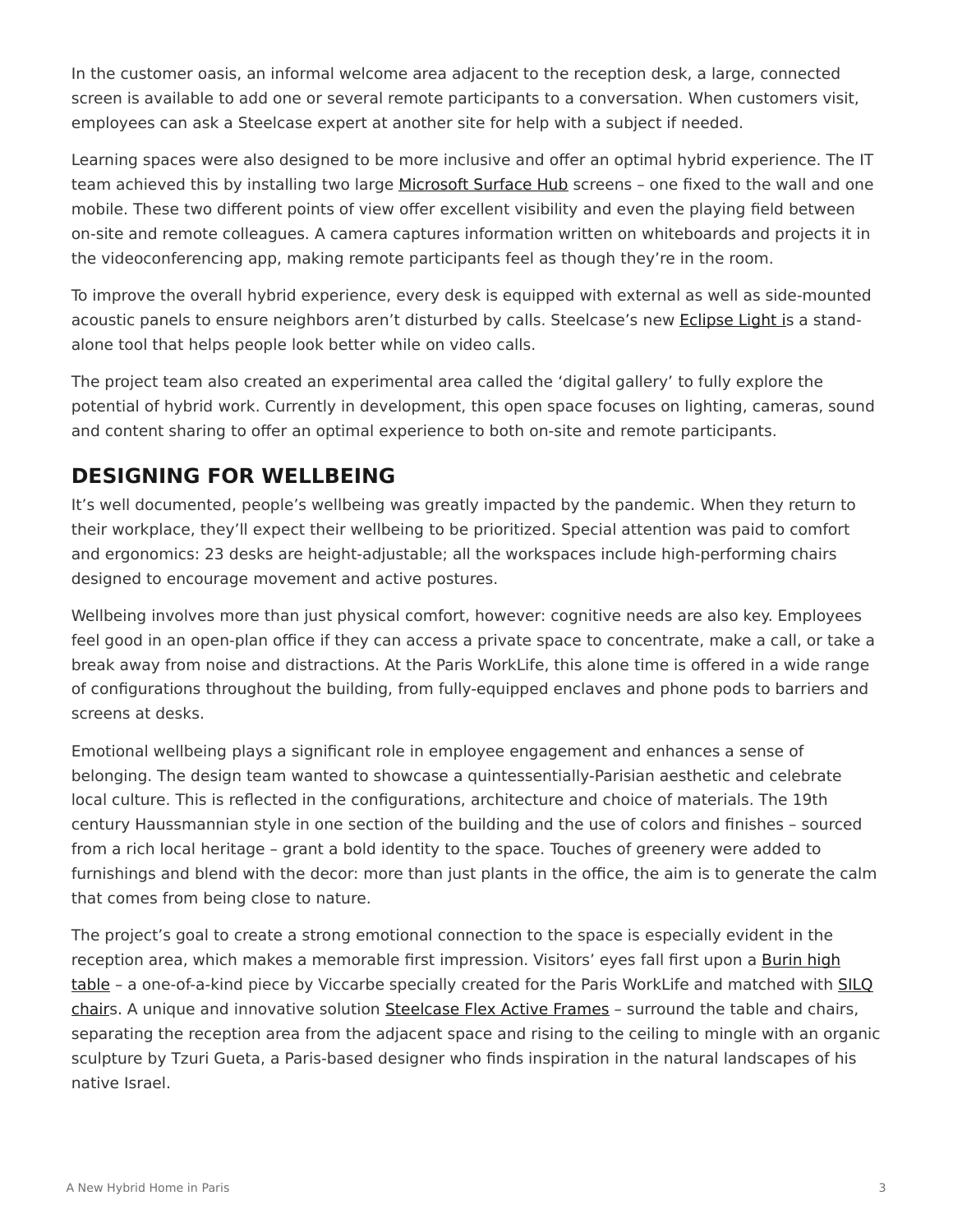In the customer oasis, an informal welcome area adjacent to the reception desk, a large, connected screen is available to add one or several remote participants to a conversation. When customers visit, employees can ask a Steelcase expert at another site for help with a subject if needed.

Learning spaces were also designed to be more inclusive and offer an optimal hybrid experience. The IT team achieved this by installing two large Microsoft Surface Hub screens – one fixed to the wall and one mobile. These two different points of view offer excellent visibility and even the playing field between on-site and remote colleagues. A camera captures information written on whiteboards and projects it in the videoconferencing app, making remote participants feel as though they're in the room.

To improve the overall hybrid experience, every desk is equipped with external as well as side-mounted acoustic panels to ensure neighbors aren't disturbed by calls. Steelcase's new Eclipse Light is a stand-alone tool that helps people look better while on video calls.

The project team also created an experimental area called the 'digital gallery' to fully explore the potential of hybrid work. Currently in development, this open space focuses on lighting, cameras, sound and content sharing to offer an optimal experience to both on-site and remote participants.

## DESIGNING FOR WELLBEING

It's well documented, people's wellbeing was greatly impacted by the pandemic. When they return to their workplace, they'll expect their wellbeing to be prioritized. Special attention was paid to comfort and ergonomics: 23 desks are height-adjustable; all the workspaces include high-performing chairs designed to encourage movement and active postures.

Wellbeing involves more than just physical comfort, however: cognitive needs are also key. Employees feel good in an open-plan office if they can access a private space to concentrate, make a call, or take a break away from noise and distractions. At the Paris WorkLife, this alone time is offered in a wide range of configurations throughout the building, from fully-equipped enclaves and phone pods to barriers and screens at desks.

Emotional wellbeing plays a significant role in employee engagement and enhances a sense of belonging. The design team wanted to showcase a quintessentially-Parisian aesthetic and celebrate local culture. This is reflected in the configurations, architecture and choice of materials. The 19th century Haussmannian style in one section of the building and the use of colors and finishes – sourced from a rich local heritage – grant a bold identity to the space. Touches of greenery were added to furnishings and blend with the decor: more than just plants in the office, the aim is to generate the calm that comes from being close to nature.

The project's goal to create a strong emotional connection to the space is especially evident in the reception area, which makes a memorable first impression. Visitors' eyes fall first upon a Burin high table – a one-of-a-kind piece by Viccarbe specially created for the Paris WorkLife and matched with SILQ chairs. A unique and innovative solution Steelcase Flex Active Frames – surround the table and chairs, separating the reception area from the adjacent space and rising to the ceiling to mingle with an organic sculpture by Tzuri Gueta, a Paris-based designer who finds inspiration in the natural landscapes of his native Israel.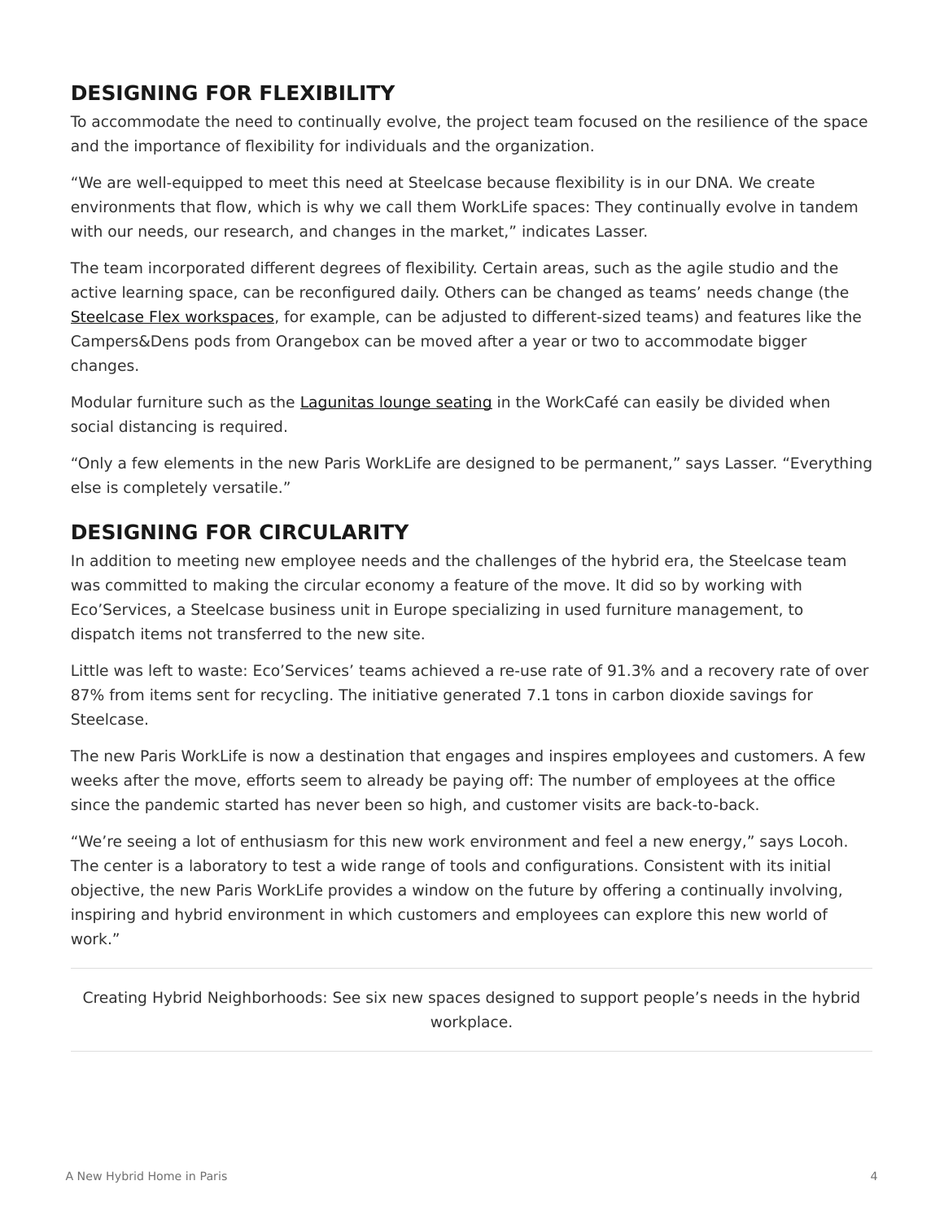## DESIGNING FOR FLEXIBILITY

To accommodate the need to continually evolve, the project team focused on the resilience of the space and the importance of flexibility for individuals and the organization.

"We are well-equipped to meet this need at Steelcase because flexibility is in our DNA. We create environments that flow, which is why we call them WorkLife spaces: They continually evolve in tandem with our needs, our research, and changes in the market," indicates Lasser.

The team incorporated different degrees of flexibility. Certain areas, such as the agile studio and the active learning space, can be reconfigured daily. Others can be changed as teams' needs change (the Steelcase Flex workspaces, for example, can be adjusted to different-sized teams) and features like the Campers&Dens pods from Orangebox can be moved after a year or two to accommodate bigger changes.

Modular furniture such as the Lagunitas lounge seating in the WorkCafé can easily be divided when social distancing is required.

"Only a few elements in the new Paris WorkLife are designed to be permanent," says Lasser. "Everything else is completely versatile."

## DESIGNING FOR CIRCULARITY

In addition to meeting new employee needs and the challenges of the hybrid era, the Steelcase team was committed to making the circular economy a feature of the move. It did so by working with Eco'Services, a Steelcase business unit in Europe specializing in used furniture management, to dispatch items not transferred to the new site.

Little was left to waste: Eco'Services' teams achieved a re-use rate of 91.3% and a recovery rate of over 87% from items sent for recycling. The initiative generated 7.1 tons in carbon dioxide savings for Steelcase.

The new Paris WorkLife is now a destination that engages and inspires employees and customers. A few weeks after the move, efforts seem to already be paying off: The number of employees at the office since the pandemic started has never been so high, and customer visits are back-to-back.

"We're seeing a lot of enthusiasm for this new work environment and feel a new energy," says Locoh. The center is a laboratory to test a wide range of tools and configurations. Consistent with its initial objective, the new Paris WorkLife provides a window on the future by offering a continually involving, inspiring and hybrid environment in which customers and employees can explore this new world of work."

---

Creating Hybrid Neighborhoods: See six new spaces designed to support people's needs in the hybrid workplace.

---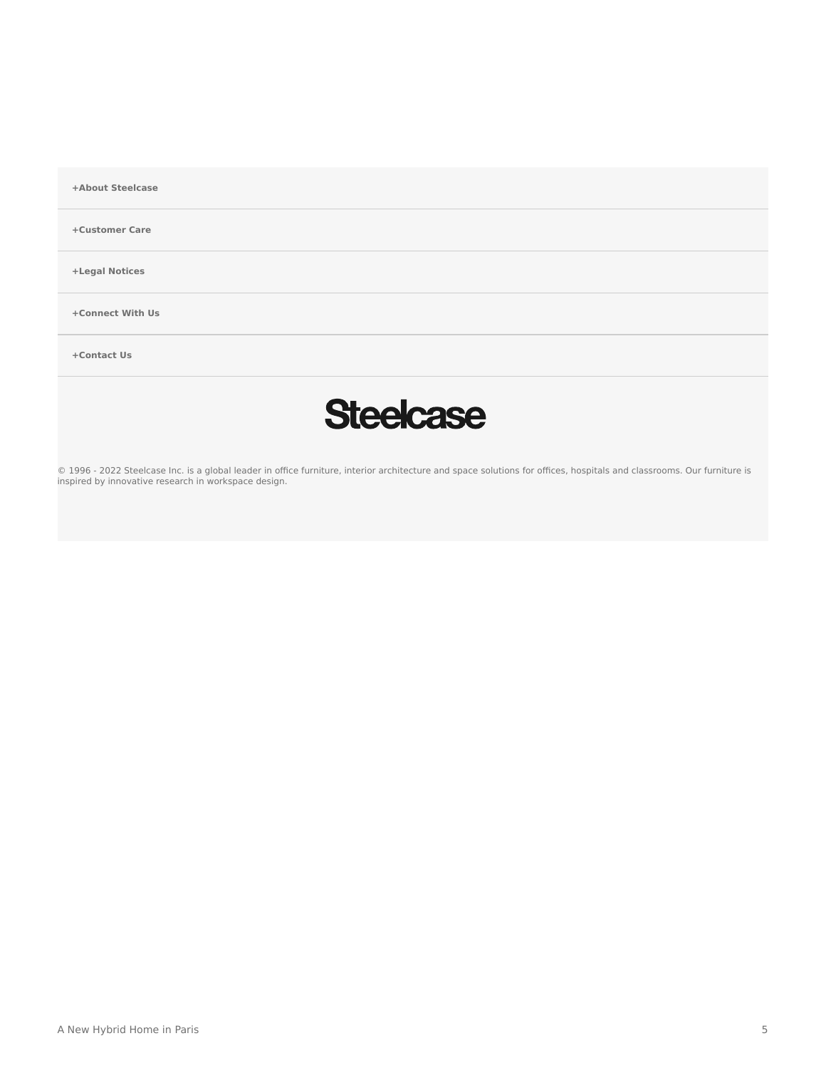**+About Steelcase**

**+Customer Care**

**+Legal Notices**

**+Connect With Us**

**+Contact Us**

Steelcase

© 1996 - 2022 Steelcase Inc. is a global leader in office furniture, interior architecture and space solutions for offices, hospitals and classrooms. Our furniture is inspired by innovative research in workspace design.